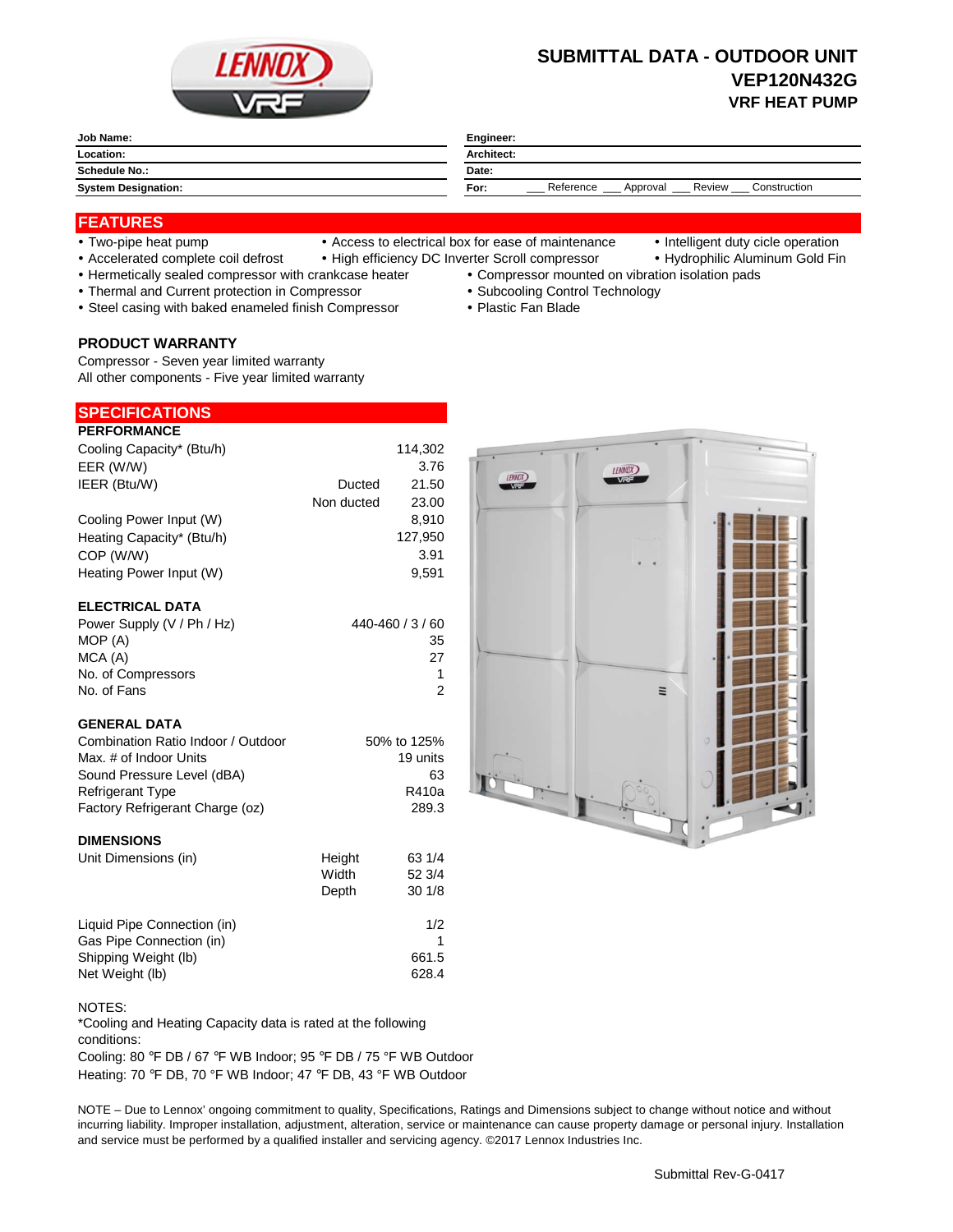# SUBMITTAL DATA - OUTDOOR UNIT
## VEP120N432G
### VRF HEAT PUMP

| Job Name: | Engineer: |
|---|---|
| Location: | Architect: |
| Schedule No.: | Date: |
| System Designation: | For: ___ Reference ___ Approval ___ Review ___ Construction |

## FEATURES

- Two-pipe heat pump
- Accelerated complete coil defrost
- Hermetically sealed compressor with crankcase heater
- Thermal and Current protection in Compressor
- Steel casing with baked enameled finish Compressor
- Access to electrical box for ease of maintenance
- High efficiency DC Inverter Scroll compressor
- Compressor mounted on vibration isolation pads
- Subcooling Control Technology
- Plastic Fan Blade
- Intelligent duty cicle operation
- Hydrophilic Aluminum Gold Fin

### PRODUCT WARRANTY

Compressor - Seven year limited warranty
All other components - Five year limited warranty

## SPECIFICATIONS

### PERFORMANCE

| | | |
|---|---|---|
| Cooling Capacity* (Btu/h) | | 114,302 |
| EER (W/W) | | 3.76 |
| IEER (Btu/W) | Ducted | 21.50 |
| | Non ducted | 23.00 |
| Cooling Power Input (W) | | 8,910 |
| Heating Capacity* (Btu/h) | | 127,950 |
| COP (W/W) | | 3.91 |
| Heating Power Input (W) | | 9,591 |

### ELECTRICAL DATA

| | |
|---|---|
| Power Supply (V / Ph / Hz) | 440-460 / 3 / 60 |
| MOP (A) | 35 |
| MCA (A) | 27 |
| No. of Compressors | 1 |
| No. of Fans | 2 |

### GENERAL DATA

| | |
|---|---|
| Combination Ratio Indoor / Outdoor | 50% to 125% |
| Max. # of Indoor Units | 19 units |
| Sound Pressure Level (dBA) | 63 |
| Refrigerant Type | R410a |
| Factory Refrigerant Charge (oz) | 289.3 |

### DIMENSIONS

| | | |
|---|---|---|
| Unit Dimensions (in) | Height | 63 1/4 |
| | Width | 52 3/4 |
| | Depth | 30 1/8 |
| Liquid Pipe Connection (in) | | 1/2 |
| Gas Pipe Connection (in) | | 1 |
| Shipping Weight (lb) | | 661.5 |
| Net Weight (lb) | | 628.4 |

NOTES:
*Cooling and Heating Capacity data is rated at the following conditions:
Cooling: 80 ℉ DB / 67 ℉ WB Indoor; 95 ℉ DB / 75 °F WB Outdoor
Heating: 70 ℉ DB, 70 °F WB Indoor; 47 ℉ DB, 43 °F WB Outdoor

NOTE – Due to Lennox' ongoing commitment to quality, Specifications, Ratings and Dimensions subject to change without notice and without incurring liability. Improper installation, adjustment, alteration, service or maintenance can cause property damage or personal injury. Installation and service must be performed by a qualified installer and servicing agency. ©2017 Lennox Industries Inc.

Submittal Rev-G-0417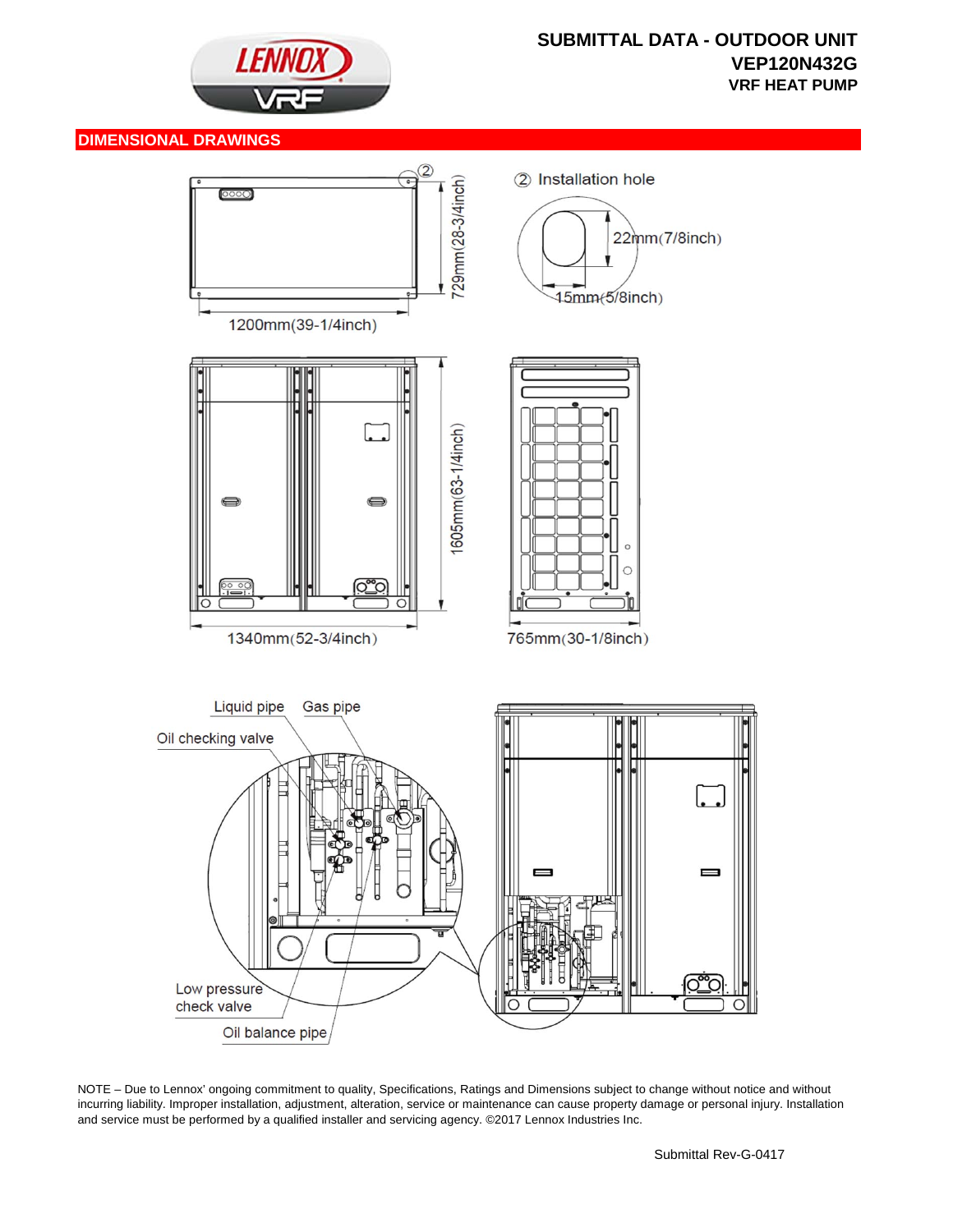# SUBMITTAL DATA - OUTDOOR UNIT
## VEP120N432G
### VRF HEAT PUMP

## DIMENSIONAL DRAWINGS

② Installation hole

22mm(7/8inch)

15mm(5/8inch)

729mm(28-3/4inch)

1200mm(39-1/4inch)

1605mm(63-1/4inch)

1340mm(52-3/4inch)

765mm(30-1/8inch)

Liquid pipe

Gas pipe

Oil checking valve

Low pressure check valve

Oil balance pipe

NOTE – Due to Lennox' ongoing commitment to quality, Specifications, Ratings and Dimensions subject to change without notice and without incurring liability. Improper installation, adjustment, alteration, service or maintenance can cause property damage or personal injury. Installation and service must be performed by a qualified installer and servicing agency. ©2017 Lennox Industries Inc.

Submittal Rev-G-0417